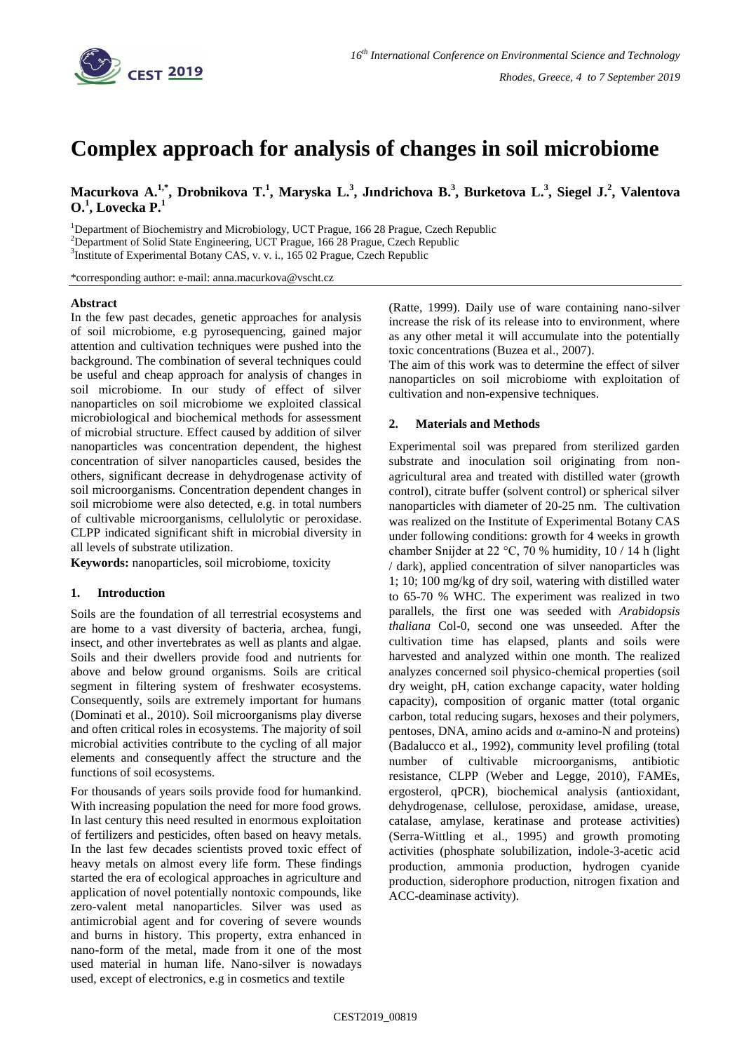# Complex approach for analysis of changes in soil microbiome

**Macurkova A.[1,*], Drobnikova T.[1], Maryska L.[3], Jındrichova B.[3], Burketova L.[3], Siegel J.[2], Valentova O.[1], Lovecka P.[1]**

[1]Department of Biochemistry and Microbiology, UCT Prague, 166 28 Prague, Czech Republic

[2]Department of Solid State Engineering, UCT Prague, 166 28 Prague, Czech Republic

[3]Institute of Experimental Botany CAS, v. v. i., 165 02 Prague, Czech Republic

*corresponding author: e-mail: anna.macurkova@vscht.cz

### Abstract

In the few past decades, genetic approaches for analysis of soil microbiome, e.g pyrosequencing, gained major attention and cultivation techniques were pushed into the background. The combination of several techniques could be useful and cheap approach for analysis of changes in soil microbiome. In our study of effect of silver nanoparticles on soil microbiome we exploited classical microbiological and biochemical methods for assessment of microbial structure. Effect caused by addition of silver nanoparticles was concentration dependent, the highest concentration of silver nanoparticles caused, besides the others, significant decrease in dehydrogenase activity of soil microorganisms. Concentration dependent changes in soil microbiome were also detected, e.g. in total numbers of cultivable microorganisms, cellulolytic or peroxidase. CLPP indicated significant shift in microbial diversity in all levels of substrate utilization.

**Keywords:** nanoparticles, soil microbiome, toxicity

## 1. Introduction

Soils are the foundation of all terrestrial ecosystems and are home to a vast diversity of bacteria, archea, fungi, insect, and other invertebrates as well as plants and algae. Soils and their dwellers provide food and nutrients for above and below ground organisms. Soils are critical segment in filtering system of freshwater ecosystems. Consequently, soils are extremely important for humans (Dominati et al., 2010). Soil microorganisms play diverse and often critical roles in ecosystems. The majority of soil microbial activities contribute to the cycling of all major elements and consequently affect the structure and the functions of soil ecosystems.

For thousands of years soils provide food for humankind. With increasing population the need for more food grows. In last century this need resulted in enormous exploitation of fertilizers and pesticides, often based on heavy metals. In the last few decades scientists proved toxic effect of heavy metals on almost every life form. These findings started the era of ecological approaches in agriculture and application of novel potentially nontoxic compounds, like zero-valent metal nanoparticles. Silver was used as antimicrobial agent and for covering of severe wounds and burns in history. This property, extra enhanced in nano-form of the metal, made from it one of the most used material in human life. Nano-silver is nowadays used, except of electronics, e.g in cosmetics and textile (Ratte, 1999). Daily use of ware containing nano-silver increase the risk of its release into to environment, where as any other metal it will accumulate into the potentially toxic concentrations (Buzea et al., 2007).

The aim of this work was to determine the effect of silver nanoparticles on soil microbiome with exploitation of cultivation and non-expensive techniques.

## 2. Materials and Methods

Experimental soil was prepared from sterilized garden substrate and inoculation soil originating from non-agricultural area and treated with distilled water (growth control), citrate buffer (solvent control) or spherical silver nanoparticles with diameter of 20-25 nm. The cultivation was realized on the Institute of Experimental Botany CAS under following conditions: growth for 4 weeks in growth chamber Snijder at 22 °C, 70 % humidity, 10 / 14 h (light / dark), applied concentration of silver nanoparticles was 1; 10; 100 mg/kg of dry soil, watering with distilled water to 65-70 % WHC. The experiment was realized in two parallels, the first one was seeded with *Arabidopsis thaliana* Col-0, second one was unseeded. After the cultivation time has elapsed, plants and soils were harvested and analyzed within one month. The realized analyzes concerned soil physico-chemical properties (soil dry weight, pH, cation exchange capacity, water holding capacity), composition of organic matter (total organic carbon, total reducing sugars, hexoses and their polymers, pentoses, DNA, amino acids and α-amino-N and proteins) (Badalucco et al., 1992), community level profiling (total number of cultivable microorganisms, antibiotic resistance, CLPP (Weber and Legge, 2010), FAMEs, ergosterol, qPCR), biochemical analysis (antioxidant, dehydrogenase, cellulose, peroxidase, amidase, urease, catalase, amylase, keratinase and protease activities) (Serra-Wittling et al., 1995) and growth promoting activities (phosphate solubilization, indole-3-acetic acid production, ammonia production, hydrogen cyanide production, siderophore production, nitrogen fixation and ACC-deaminase activity).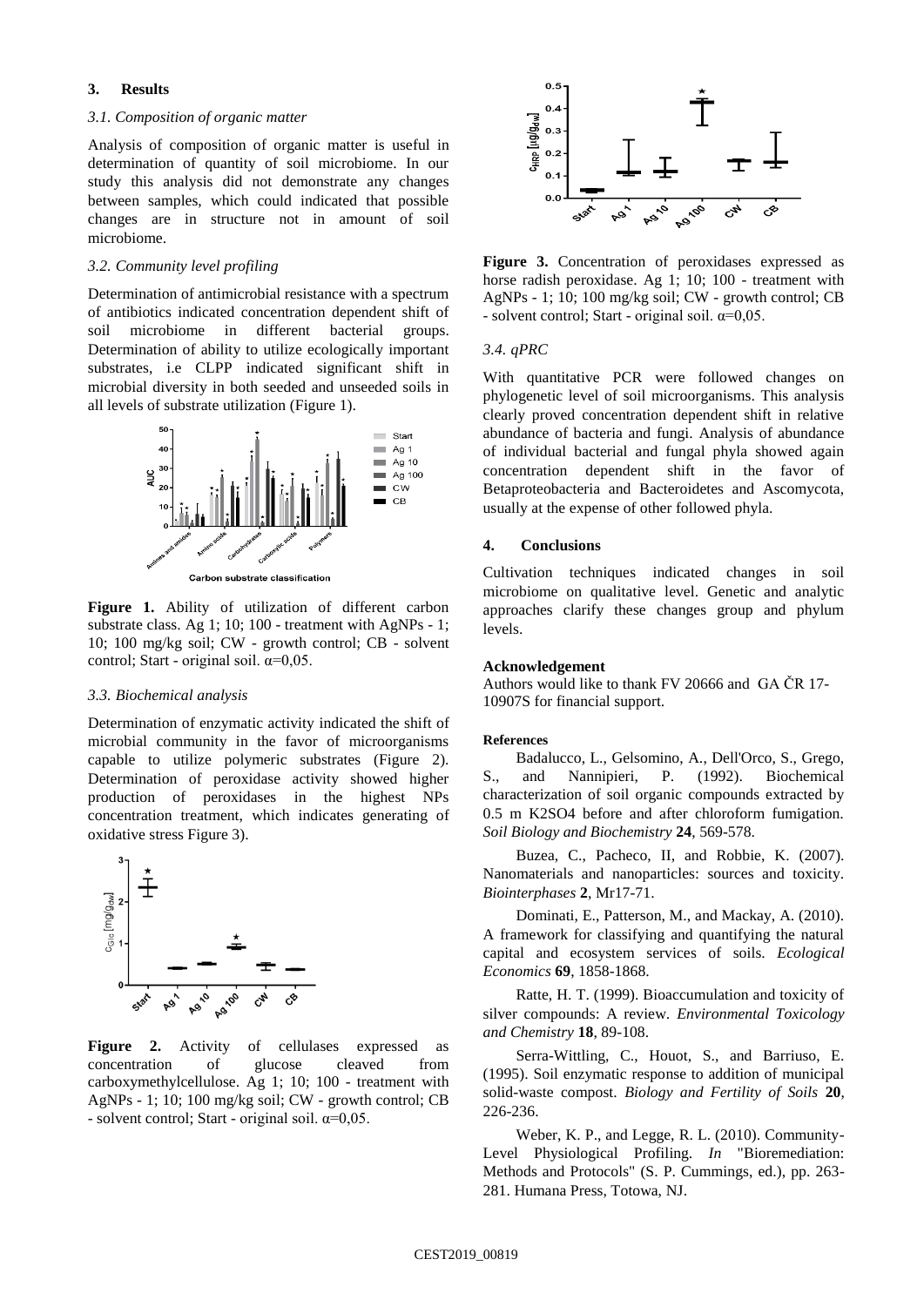## 3. Results

### 3.1. Composition of organic matter

Analysis of composition of organic matter is useful in determination of quantity of soil microbiome. In our study this analysis did not demonstrate any changes between samples, which could indicated that possible changes are in structure not in amount of soil microbiome.

### 3.2. Community level profiling

Determination of antimicrobial resistance with a spectrum of antibiotics indicated concentration dependent shift of soil microbiome in different bacterial groups. Determination of ability to utilize ecologically important substrates, i.e CLPP indicated significant shift in microbial diversity in both seeded and unseeded soils in all levels of substrate utilization (Figure 1).

**Figure 1.** Ability of utilization of different carbon substrate class. Ag 1; 10; 100 - treatment with AgNPs - 1; 10; 100 mg/kg soil; CW - growth control; CB - solvent control; Start - original soil. α=0,05.

### 3.3. Biochemical analysis

Determination of enzymatic activity indicated the shift of microbial community in the favor of microorganisms capable to utilize polymeric substrates (Figure 2). Determination of peroxidase activity showed higher production of peroxidases in the highest NPs concentration treatment, which indicates generating of oxidative stress Figure 3).

**Figure 2.** Activity of cellulases expressed as concentration of glucose cleaved from carboxymethylcellulose. Ag 1; 10; 100 - treatment with AgNPs - 1; 10; 100 mg/kg soil; CW - growth control; CB - solvent control; Start - original soil. α=0,05.

**Figure 3.** Concentration of peroxidases expressed as horse radish peroxidase. Ag 1; 10; 100 - treatment with AgNPs - 1; 10; 100 mg/kg soil; CW - growth control; CB - solvent control; Start - original soil. α=0,05.

### 3.4. qPRC

With quantitative PCR were followed changes on phylogenetic level of soil microorganisms. This analysis clearly proved concentration dependent shift in relative abundance of bacteria and fungi. Analysis of abundance of individual bacterial and fungal phyla showed again concentration dependent shift in the favor of Betaproteobacteria and Bacteroidetes and Ascomycota, usually at the expense of other followed phyla.

## 4. Conclusions

Cultivation techniques indicated changes in soil microbiome on qualitative level. Genetic and analytic approaches clarify these changes group and phylum levels.

**Acknowledgement**

Authors would like to thank FV 20666 and GA ČR 17-10907S for financial support.

**References**

Badalucco, L., Gelsomino, A., Dell'Orco, S., Grego, S., and Nannipieri, P. (1992). Biochemical characterization of soil organic compounds extracted by 0.5 m K2SO4 before and after chloroform fumigation. *Soil Biology and Biochemistry* **24**, 569-578.

Buzea, C., Pacheco, II, and Robbie, K. (2007). Nanomaterials and nanoparticles: sources and toxicity. *Biointerphases* **2**, Mr17-71.

Dominati, E., Patterson, M., and Mackay, A. (2010). A framework for classifying and quantifying the natural capital and ecosystem services of soils. *Ecological Economics* **69**, 1858-1868.

Ratte, H. T. (1999). Bioaccumulation and toxicity of silver compounds: A review. *Environmental Toxicology and Chemistry* **18**, 89-108.

Serra-Wittling, C., Houot, S., and Barriuso, E. (1995). Soil enzymatic response to addition of municipal solid-waste compost. *Biology and Fertility of Soils* **20**, 226-236.

Weber, K. P., and Legge, R. L. (2010). Community-Level Physiological Profiling. *In* "Bioremediation: Methods and Protocols" (S. P. Cummings, ed.), pp. 263-281. Humana Press, Totowa, NJ.